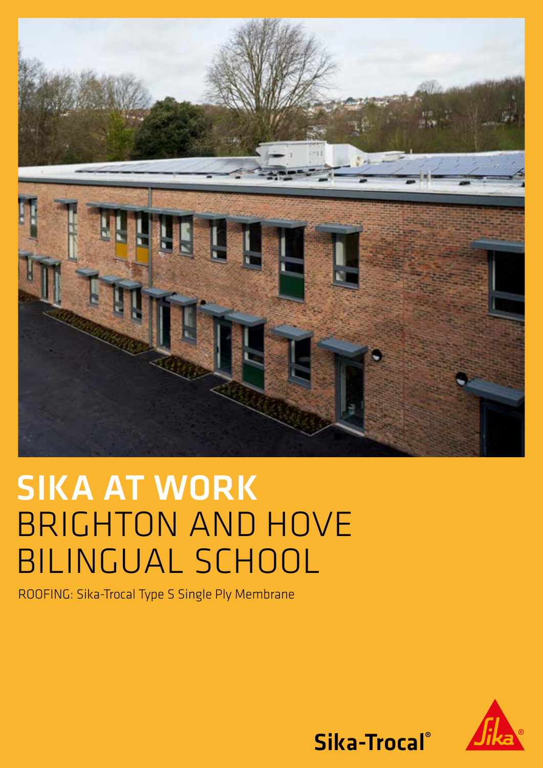# SIKA AT WORK
# BRIGHTON AND HOVE BILINGUAL SCHOOL

ROOFING: Sika-Trocal Type S Single Ply Membrane

Sika-Trocal®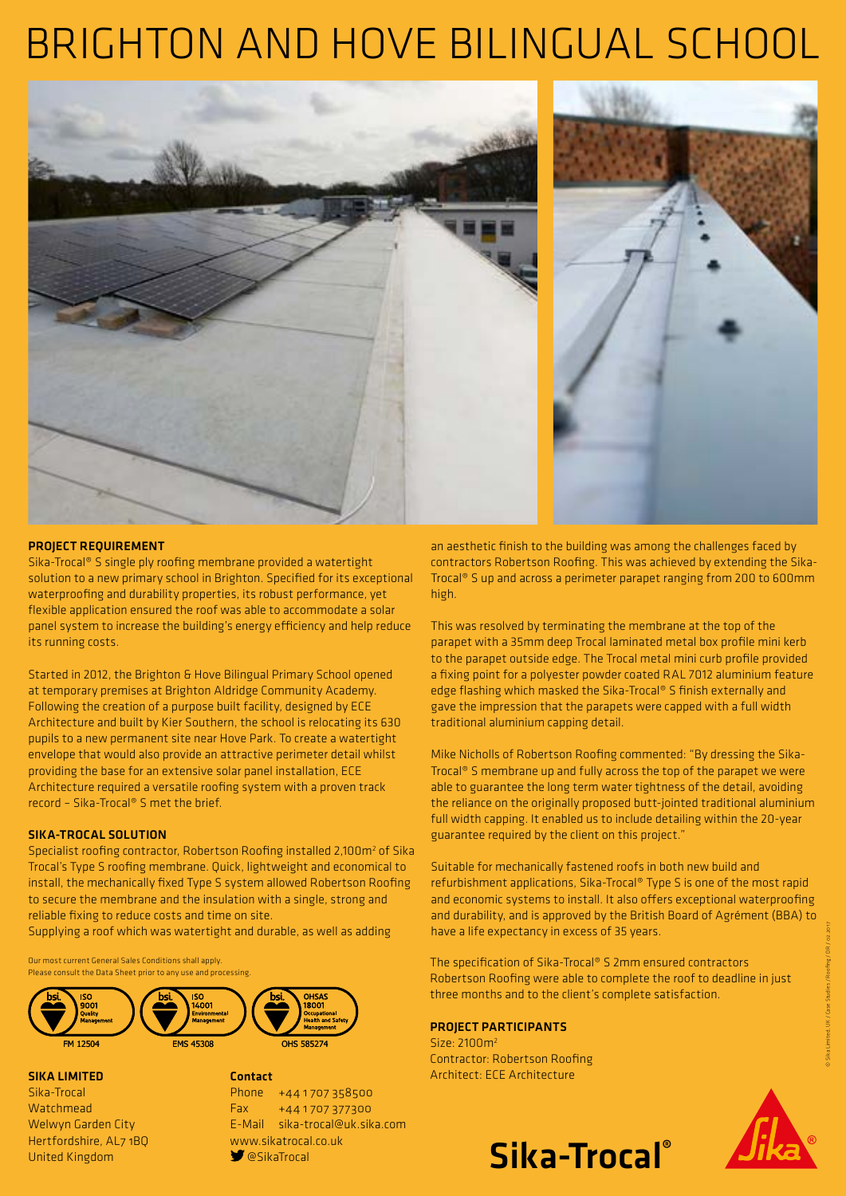# BRIGHTON AND HOVE BILINGUAL SCHOOL

## PROJECT REQUIREMENT

Sika-Trocal® S single ply roofing membrane provided a watertight solution to a new primary school in Brighton. Specified for its exceptional waterproofing and durability properties, its robust performance, yet flexible application ensured the roof was able to accommodate a solar panel system to increase the building's energy efficiency and help reduce its running costs.

Started in 2012, the Brighton & Hove Bilingual Primary School opened at temporary premises at Brighton Aldridge Community Academy. Following the creation of a purpose built facility, designed by ECE Architecture and built by Kier Southern, the school is relocating its 630 pupils to a new permanent site near Hove Park. To create a watertight envelope that would also provide an attractive perimeter detail whilst providing the base for an extensive solar panel installation, ECE Architecture required a versatile roofing system with a proven track record – Sika-Trocal® S met the brief.

## SIKA-TROCAL SOLUTION

Specialist roofing contractor, Robertson Roofing installed 2,100m² of Sika Trocal's Type S roofing membrane. Quick, lightweight and economical to install, the mechanically fixed Type S system allowed Robertson Roofing to secure the membrane and the insulation with a single, strong and reliable fixing to reduce costs and time on site.

Supplying a roof which was watertight and durable, as well as adding an aesthetic finish to the building was among the challenges faced by contractors Robertson Roofing. This was achieved by extending the Sika-Trocal® S up and across a perimeter parapet ranging from 200 to 600mm high.

This was resolved by terminating the membrane at the top of the parapet with a 35mm deep Trocal laminated metal box profile mini kerb to the parapet outside edge. The Trocal metal mini curb profile provided a fixing point for a polyester powder coated RAL 7012 aluminium feature edge flashing which masked the Sika-Trocal® S finish externally and gave the impression that the parapets were capped with a full width traditional aluminium capping detail.

Mike Nicholls of Robertson Roofing commented: "By dressing the Sika-Trocal® S membrane up and fully across the top of the parapet we were able to guarantee the long term water tightness of the detail, avoiding the reliance on the originally proposed butt-jointed traditional aluminium full width capping. It enabled us to include detailing within the 20-year guarantee required by the client on this project."

Suitable for mechanically fastened roofs in both new build and refurbishment applications, Sika-Trocal® Type S is one of the most rapid and economic systems to install. It also offers exceptional waterproofing and durability, and is approved by the British Board of Agrément (BBA) to have a life expectancy in excess of 35 years.

The specification of Sika-Trocal® S 2mm ensured contractors Robertson Roofing were able to complete the roof to deadline in just three months and to the client's complete satisfaction.

## PROJECT PARTICIPANTS

Size: 2100m²
Contractor: Robertson Roofing
Architect: ECE Architecture

Our most current General Sales Conditions shall apply.
Please consult the Data Sheet prior to any use and processing.

bsi. ISO 9001 Quality Management — FM 12504
bsi. ISO 14001 Environmental Management — EMS 45308
bsi. OHSAS 18001 Occupational Health and Safety Management — OHS 585274

**SIKA LIMITED**
Sika-Trocal
Watchmead
Welwyn Garden City
Hertfordshire, AL7 1BQ
United Kingdom

**Contact**
Phone +44 1707 358500
Fax +44 1707 377300
E-Mail sika-trocal@uk.sika.com
www.sikatrocal.co.uk
@SikaTrocal

**Sika-Trocal®**

© Sika Limited, UK / Case Studies / Roofing / DR / 02.2017